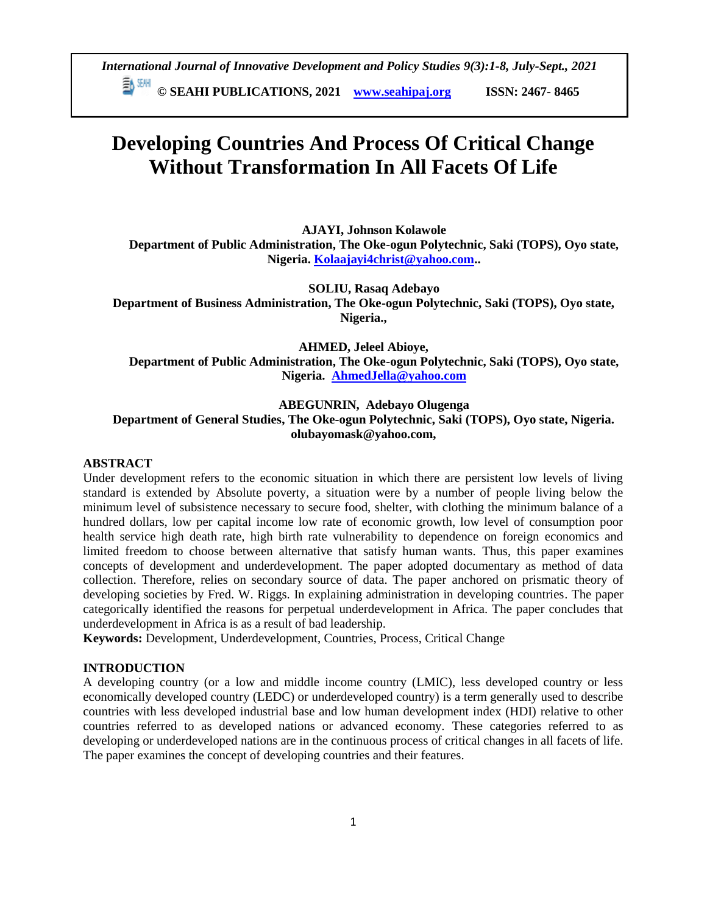# Developing Countries And Process Of Critical Change Without Transformation In All Facets Of Life

**AJAYI, Johnson Kolawole**
**Department of Public Administration, The Oke-ogun Polytechnic, Saki (TOPS), Oyo state, Nigeria. Kolaajayi4christ@yahoo.com..**

**SOLIU, Rasaq Adebayo**
**Department of Business Administration, The Oke-ogun Polytechnic, Saki (TOPS), Oyo state, Nigeria.,**

**AHMED, Jeleel Abioye,**
**Department of Public Administration, The Oke-ogun Polytechnic, Saki (TOPS), Oyo state, Nigeria. AhmedJella@yahoo.com**

**ABEGUNRIN, Adebayo Olugenga**
**Department of General Studies, The Oke-ogun Polytechnic, Saki (TOPS), Oyo state, Nigeria. olubayomask@yahoo.com,**

## ABSTRACT

Under development refers to the economic situation in which there are persistent low levels of living standard is extended by Absolute poverty, a situation were by a number of people living below the minimum level of subsistence necessary to secure food, shelter, with clothing the minimum balance of a hundred dollars, low per capital income low rate of economic growth, low level of consumption poor health service high death rate, high birth rate vulnerability to dependence on foreign economics and limited freedom to choose between alternative that satisfy human wants. Thus, this paper examines concepts of development and underdevelopment. The paper adopted documentary as method of data collection. Therefore, relies on secondary source of data. The paper anchored on prismatic theory of developing societies by Fred. W. Riggs. In explaining administration in developing countries. The paper categorically identified the reasons for perpetual underdevelopment in Africa. The paper concludes that underdevelopment in Africa is as a result of bad leadership.

**Keywords:** Development, Underdevelopment, Countries, Process, Critical Change

## INTRODUCTION

A developing country (or a low and middle income country (LMIC), less developed country or less economically developed country (LEDC) or underdeveloped country) is a term generally used to describe countries with less developed industrial base and low human development index (HDI) relative to other countries referred to as developed nations or advanced economy. These categories referred to as developing or underdeveloped nations are in the continuous process of critical changes in all facets of life. The paper examines the concept of developing countries and their features.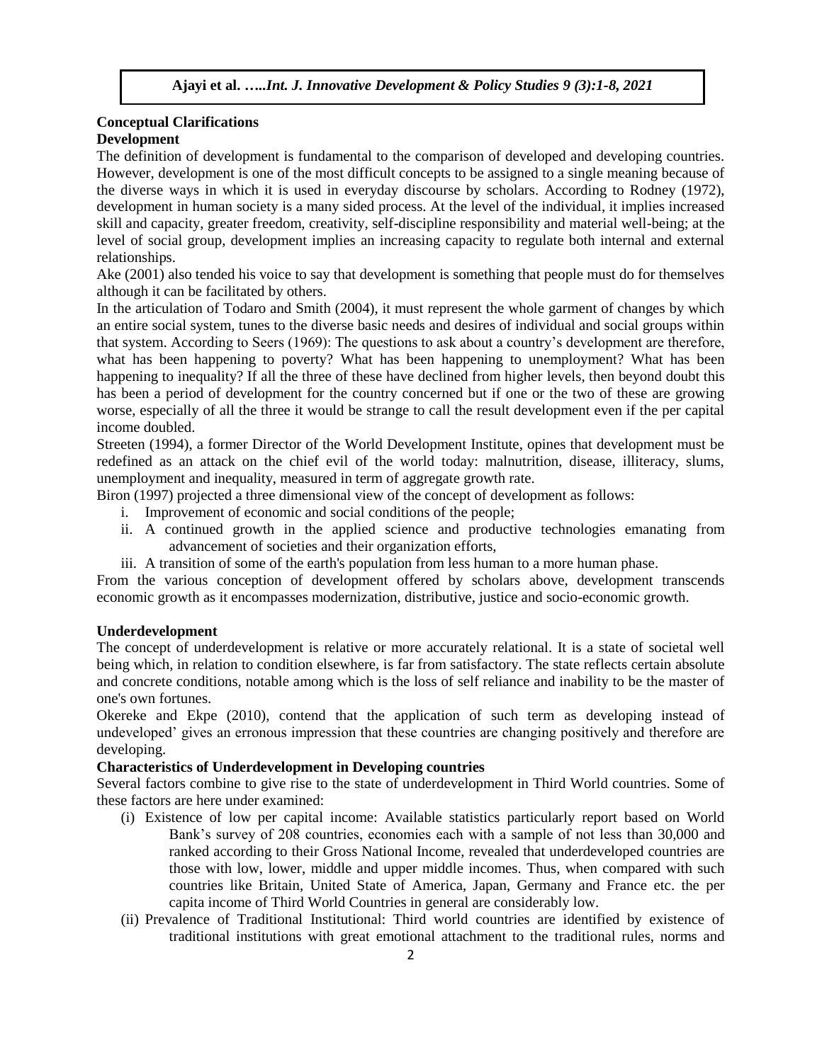## Conceptual Clarifications

### Development

The definition of development is fundamental to the comparison of developed and developing countries. However, development is one of the most difficult concepts to be assigned to a single meaning because of the diverse ways in which it is used in everyday discourse by scholars. According to Rodney (1972), development in human society is a many sided process. At the level of the individual, it implies increased skill and capacity, greater freedom, creativity, self-discipline responsibility and material well-being; at the level of social group, development implies an increasing capacity to regulate both internal and external relationships.

Ake (2001) also tended his voice to say that development is something that people must do for themselves although it can be facilitated by others.

In the articulation of Todaro and Smith (2004), it must represent the whole garment of changes by which an entire social system, tunes to the diverse basic needs and desires of individual and social groups within that system. According to Seers (1969): The questions to ask about a country's development are therefore, what has been happening to poverty? What has been happening to unemployment? What has been happening to inequality? If all the three of these have declined from higher levels, then beyond doubt this has been a period of development for the country concerned but if one or the two of these are growing worse, especially of all the three it would be strange to call the result development even if the per capital income doubled.

Streeten (1994), a former Director of the World Development Institute, opines that development must be redefined as an attack on the chief evil of the world today: malnutrition, disease, illiteracy, slums, unemployment and inequality, measured in term of aggregate growth rate.

Biron (1997) projected a three dimensional view of the concept of development as follows:

i. Improvement of economic and social conditions of the people;
ii. A continued growth in the applied science and productive technologies emanating from advancement of societies and their organization efforts,
iii. A transition of some of the earth's population from less human to a more human phase.

From the various conception of development offered by scholars above, development transcends economic growth as it encompasses modernization, distributive, justice and socio-economic growth.

### Underdevelopment

The concept of underdevelopment is relative or more accurately relational. It is a state of societal well being which, in relation to condition elsewhere, is far from satisfactory. The state reflects certain absolute and concrete conditions, notable among which is the loss of self reliance and inability to be the master of one's own fortunes.

Okereke and Ekpe (2010), contend that the application of such term as developing instead of undeveloped' gives an erronous impression that these countries are changing positively and therefore are developing.

### Characteristics of Underdevelopment in Developing countries

Several factors combine to give rise to the state of underdevelopment in Third World countries. Some of these factors are here under examined:

(i) Existence of low per capital income: Available statistics particularly report based on World Bank's survey of 208 countries, economies each with a sample of not less than 30,000 and ranked according to their Gross National Income, revealed that underdeveloped countries are those with low, lower, middle and upper middle incomes. Thus, when compared with such countries like Britain, United State of America, Japan, Germany and France etc. the per capita income of Third World Countries in general are considerably low.

(ii) Prevalence of Traditional Institutional: Third world countries are identified by existence of traditional institutions with great emotional attachment to the traditional rules, norms and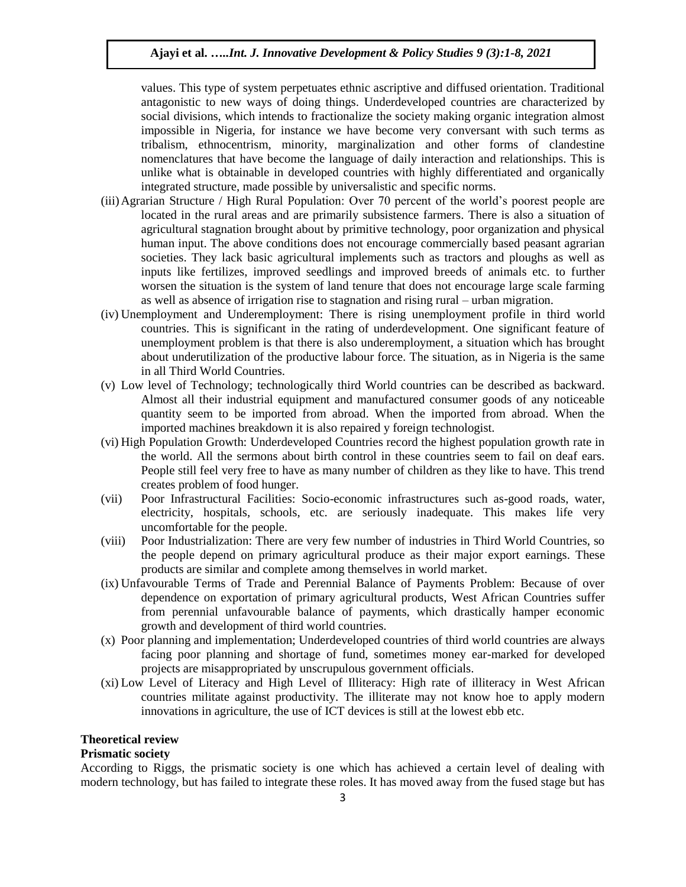values. This type of system perpetuates ethnic ascriptive and diffused orientation. Traditional antagonistic to new ways of doing things. Underdeveloped countries are characterized by social divisions, which intends to fractionalize the society making organic integration almost impossible in Nigeria, for instance we have become very conversant with such terms as tribalism, ethnocentrism, minority, marginalization and other forms of clandestine nomenclatures that have become the language of daily interaction and relationships. This is unlike what is obtainable in developed countries with highly differentiated and organically integrated structure, made possible by universalistic and specific norms.

(iii) Agrarian Structure / High Rural Population: Over 70 percent of the world's poorest people are located in the rural areas and are primarily subsistence farmers. There is also a situation of agricultural stagnation brought about by primitive technology, poor organization and physical human input. The above conditions does not encourage commercially based peasant agrarian societies. They lack basic agricultural implements such as tractors and ploughs as well as inputs like fertilizes, improved seedlings and improved breeds of animals etc. to further worsen the situation is the system of land tenure that does not encourage large scale farming as well as absence of irrigation rise to stagnation and rising rural – urban migration.

(iv) Unemployment and Underemployment: There is rising unemployment profile in third world countries. This is significant in the rating of underdevelopment. One significant feature of unemployment problem is that there is also underemployment, a situation which has brought about underutilization of the productive labour force. The situation, as in Nigeria is the same in all Third World Countries.

(v) Low level of Technology; technologically third World countries can be described as backward. Almost all their industrial equipment and manufactured consumer goods of any noticeable quantity seem to be imported from abroad. When the imported from abroad. When the imported machines breakdown it is also repaired y foreign technologist.

(vi) High Population Growth: Underdeveloped Countries record the highest population growth rate in the world. All the sermons about birth control in these countries seem to fail on deaf ears. People still feel very free to have as many number of children as they like to have. This trend creates problem of food hunger.

(vii) Poor Infrastructural Facilities: Socio-economic infrastructures such as-good roads, water, electricity, hospitals, schools, etc. are seriously inadequate. This makes life very uncomfortable for the people.

(viii) Poor Industrialization: There are very few number of industries in Third World Countries, so the people depend on primary agricultural produce as their major export earnings. These products are similar and complete among themselves in world market.

(ix) Unfavourable Terms of Trade and Perennial Balance of Payments Problem: Because of over dependence on exportation of primary agricultural products, West African Countries suffer from perennial unfavourable balance of payments, which drastically hamper economic growth and development of third world countries.

(x) Poor planning and implementation; Underdeveloped countries of third world countries are always facing poor planning and shortage of fund, sometimes money ear-marked for developed projects are misappropriated by unscrupulous government officials.

(xi) Low Level of Literacy and High Level of Illiteracy: High rate of illiteracy in West African countries militate against productivity. The illiterate may not know hoe to apply modern innovations in agriculture, the use of ICT devices is still at the lowest ebb etc.

## Theoretical review

### Prismatic society

According to Riggs, the prismatic society is one which has achieved a certain level of dealing with modern technology, but has failed to integrate these roles. It has moved away from the fused stage but has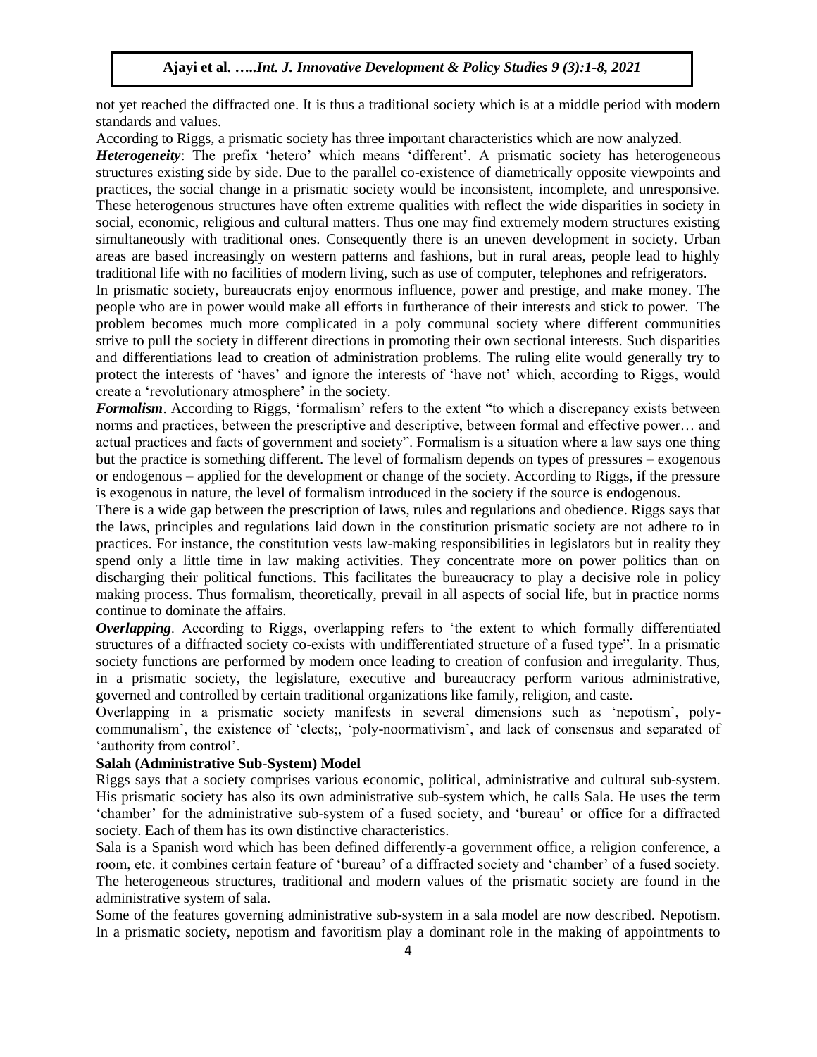not yet reached the diffracted one. It is thus a traditional society which is at a middle period with modern standards and values.

According to Riggs, a prismatic society has three important characteristics which are now analyzed.

***Heterogeneity***: The prefix 'hetero' which means 'different'. A prismatic society has heterogeneous structures existing side by side. Due to the parallel co-existence of diametrically opposite viewpoints and practices, the social change in a prismatic society would be inconsistent, incomplete, and unresponsive. These heterogenous structures have often extreme qualities with reflect the wide disparities in society in social, economic, religious and cultural matters. Thus one may find extremely modern structures existing simultaneously with traditional ones. Consequently there is an uneven development in society. Urban areas are based increasingly on western patterns and fashions, but in rural areas, people lead to highly traditional life with no facilities of modern living, such as use of computer, telephones and refrigerators.

In prismatic society, bureaucrats enjoy enormous influence, power and prestige, and make money. The people who are in power would make all efforts in furtherance of their interests and stick to power. The problem becomes much more complicated in a poly communal society where different communities strive to pull the society in different directions in promoting their own sectional interests. Such disparities and differentiations lead to creation of administration problems. The ruling elite would generally try to protect the interests of 'haves' and ignore the interests of 'have not' which, according to Riggs, would create a 'revolutionary atmosphere' in the society.

***Formalism***. According to Riggs, 'formalism' refers to the extent "to which a discrepancy exists between norms and practices, between the prescriptive and descriptive, between formal and effective power… and actual practices and facts of government and society". Formalism is a situation where a law says one thing but the practice is something different. The level of formalism depends on types of pressures – exogenous or endogenous – applied for the development or change of the society. According to Riggs, if the pressure is exogenous in nature, the level of formalism introduced in the society if the source is endogenous.

There is a wide gap between the prescription of laws, rules and regulations and obedience. Riggs says that the laws, principles and regulations laid down in the constitution prismatic society are not adhere to in practices. For instance, the constitution vests law-making responsibilities in legislators but in reality they spend only a little time in law making activities. They concentrate more on power politics than on discharging their political functions. This facilitates the bureaucracy to play a decisive role in policy making process. Thus formalism, theoretically, prevail in all aspects of social life, but in practice norms continue to dominate the affairs.

***Overlapping***. According to Riggs, overlapping refers to 'the extent to which formally differentiated structures of a diffracted society co-exists with undifferentiated structure of a fused type". In a prismatic society functions are performed by modern once leading to creation of confusion and irregularity. Thus, in a prismatic society, the legislature, executive and bureaucracy perform various administrative, governed and controlled by certain traditional organizations like family, religion, and caste.

Overlapping in a prismatic society manifests in several dimensions such as 'nepotism', poly-communalism', the existence of 'clects;, 'poly-noormativism', and lack of consensus and separated of 'authority from control'.

**Salah (Administrative Sub-System) Model**

Riggs says that a society comprises various economic, political, administrative and cultural sub-system. His prismatic society has also its own administrative sub-system which, he calls Sala. He uses the term 'chamber' for the administrative sub-system of a fused society, and 'bureau' or office for a diffracted society. Each of them has its own distinctive characteristics.

Sala is a Spanish word which has been defined differently-a government office, a religion conference, a room, etc. it combines certain feature of 'bureau' of a diffracted society and 'chamber' of a fused society. The heterogeneous structures, traditional and modern values of the prismatic society are found in the administrative system of sala.

Some of the features governing administrative sub-system in a sala model are now described. Nepotism. In a prismatic society, nepotism and favoritism play a dominant role in the making of appointments to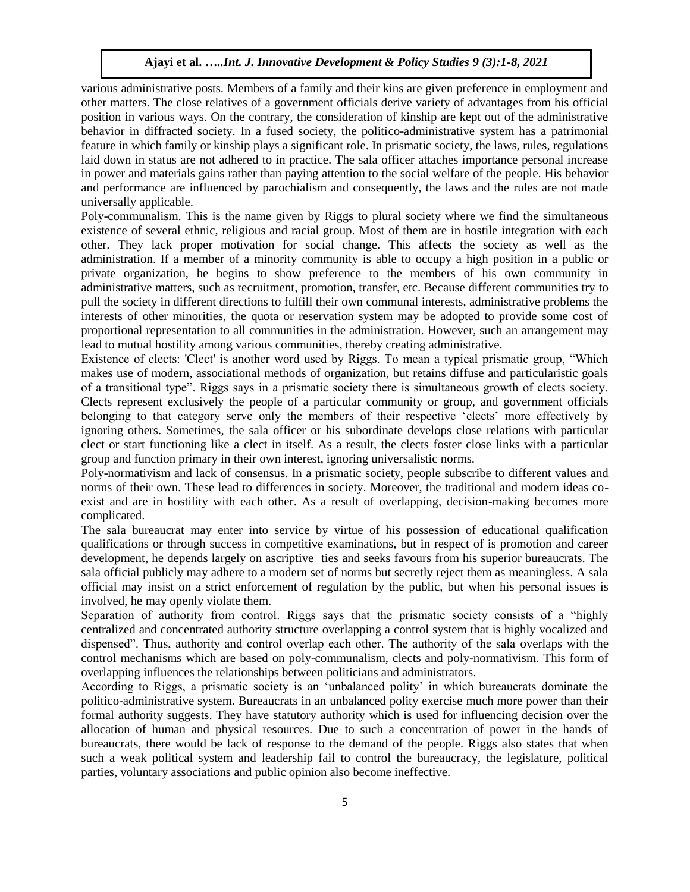various administrative posts. Members of a family and their kins are given preference in employment and other matters. The close relatives of a government officials derive variety of advantages from his official position in various ways. On the contrary, the consideration of kinship are kept out of the administrative behavior in diffracted society. In a fused society, the politico-administrative system has a patrimonial feature in which family or kinship plays a significant role. In prismatic society, the laws, rules, regulations laid down in status are not adhered to in practice. The sala officer attaches importance personal increase in power and materials gains rather than paying attention to the social welfare of the people. His behavior and performance are influenced by parochialism and consequently, the laws and the rules are not made universally applicable.

Poly-communalism. This is the name given by Riggs to plural society where we find the simultaneous existence of several ethnic, religious and racial group. Most of them are in hostile integration with each other. They lack proper motivation for social change. This affects the society as well as the administration. If a member of a minority community is able to occupy a high position in a public or private organization, he begins to show preference to the members of his own community in administrative matters, such as recruitment, promotion, transfer, etc. Because different communities try to pull the society in different directions to fulfill their own communal interests, administrative problems the interests of other minorities, the quota or reservation system may be adopted to provide some cost of proportional representation to all communities in the administration. However, such an arrangement may lead to mutual hostility among various communities, thereby creating administrative.

Existence of clects: 'Clect' is another word used by Riggs. To mean a typical prismatic group, "Which makes use of modern, associational methods of organization, but retains diffuse and particularistic goals of a transitional type". Riggs says in a prismatic society there is simultaneous growth of clects society. Clects represent exclusively the people of a particular community or group, and government officials belonging to that category serve only the members of their respective 'clects' more effectively by ignoring others. Sometimes, the sala officer or his subordinate develops close relations with particular clect or start functioning like a clect in itself. As a result, the clects foster close links with a particular group and function primary in their own interest, ignoring universalistic norms.

Poly-normativism and lack of consensus. In a prismatic society, people subscribe to different values and norms of their own. These lead to differences in society. Moreover, the traditional and modern ideas co-exist and are in hostility with each other. As a result of overlapping, decision-making becomes more complicated.

The sala bureaucrat may enter into service by virtue of his possession of educational qualification qualifications or through success in competitive examinations, but in respect of is promotion and career development, he depends largely on ascriptive ties and seeks favours from his superior bureaucrats. The sala official publicly may adhere to a modern set of norms but secretly reject them as meaningless. A sala official may insist on a strict enforcement of regulation by the public, but when his personal issues is involved, he may openly violate them.

Separation of authority from control. Riggs says that the prismatic society consists of a "highly centralized and concentrated authority structure overlapping a control system that is highly vocalized and dispensed". Thus, authority and control overlap each other. The authority of the sala overlaps with the control mechanisms which are based on poly-communalism, clects and poly-normativism. This form of overlapping influences the relationships between politicians and administrators.

According to Riggs, a prismatic society is an 'unbalanced polity' in which bureaucrats dominate the politico-administrative system. Bureaucrats in an unbalanced polity exercise much more power than their formal authority suggests. They have statutory authority which is used for influencing decision over the allocation of human and physical resources. Due to such a concentration of power in the hands of bureaucrats, there would be lack of response to the demand of the people. Riggs also states that when such a weak political system and leadership fail to control the bureaucracy, the legislature, political parties, voluntary associations and public opinion also become ineffective.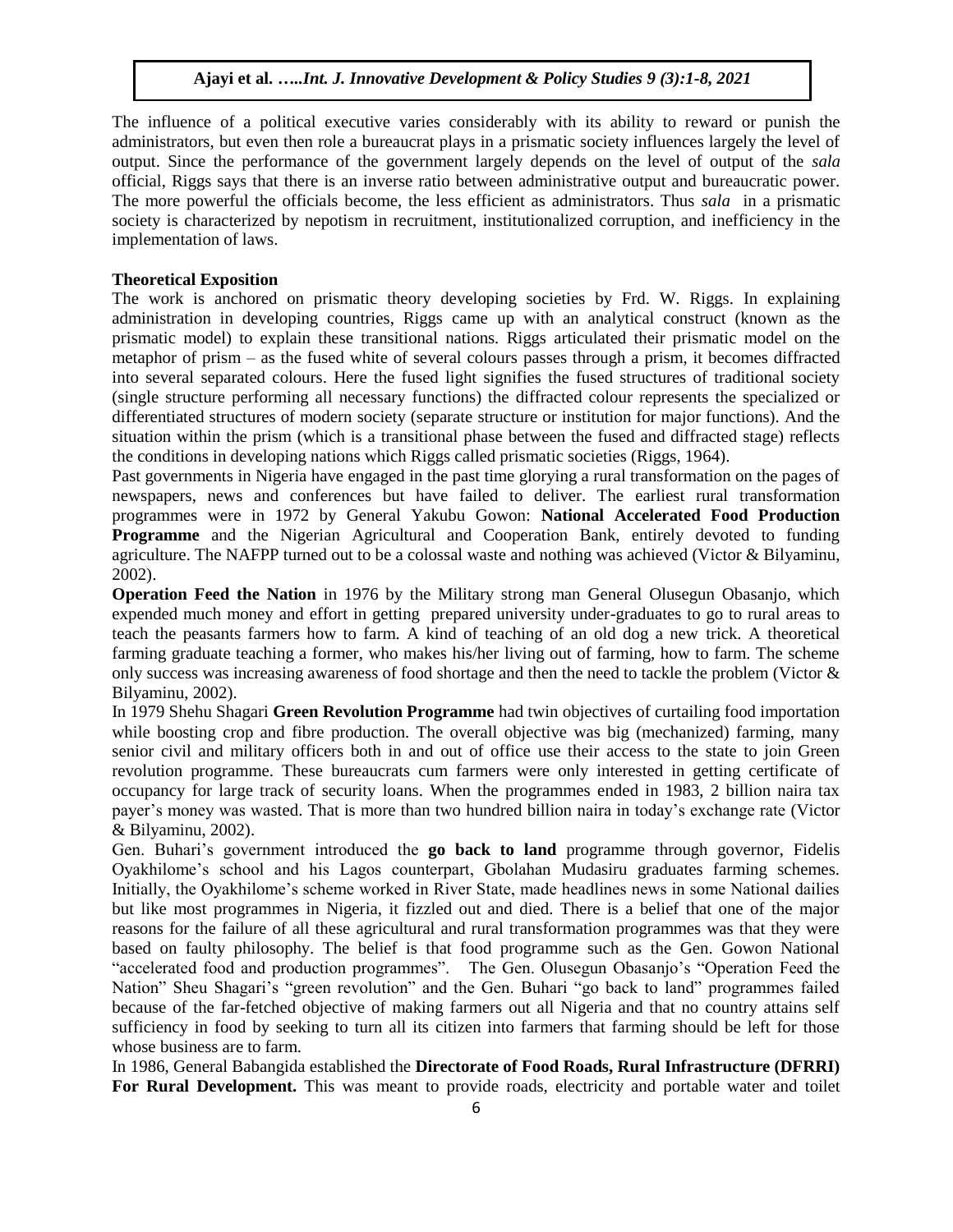The influence of a political executive varies considerably with its ability to reward or punish the administrators, but even then role a bureaucrat plays in a prismatic society influences largely the level of output. Since the performance of the government largely depends on the level of output of the *sala* official, Riggs says that there is an inverse ratio between administrative output and bureaucratic power. The more powerful the officials become, the less efficient as administrators. Thus *sala* in a prismatic society is characterized by nepotism in recruitment, institutionalized corruption, and inefficiency in the implementation of laws.

**Theoretical Exposition**

The work is anchored on prismatic theory developing societies by Frd. W. Riggs. In explaining administration in developing countries, Riggs came up with an analytical construct (known as the prismatic model) to explain these transitional nations. Riggs articulated their prismatic model on the metaphor of prism – as the fused white of several colours passes through a prism, it becomes diffracted into several separated colours. Here the fused light signifies the fused structures of traditional society (single structure performing all necessary functions) the diffracted colour represents the specialized or differentiated structures of modern society (separate structure or institution for major functions). And the situation within the prism (which is a transitional phase between the fused and diffracted stage) reflects the conditions in developing nations which Riggs called prismatic societies (Riggs, 1964).

Past governments in Nigeria have engaged in the past time glorying a rural transformation on the pages of newspapers, news and conferences but have failed to deliver. The earliest rural transformation programmes were in 1972 by General Yakubu Gowon: **National Accelerated Food Production Programme** and the Nigerian Agricultural and Cooperation Bank, entirely devoted to funding agriculture. The NAFPP turned out to be a colossal waste and nothing was achieved (Victor & Bilyaminu, 2002).

**Operation Feed the Nation** in 1976 by the Military strong man General Olusegun Obasanjo, which expended much money and effort in getting prepared university under-graduates to go to rural areas to teach the peasants farmers how to farm. A kind of teaching of an old dog a new trick. A theoretical farming graduate teaching a former, who makes his/her living out of farming, how to farm. The scheme only success was increasing awareness of food shortage and then the need to tackle the problem (Victor & Bilyaminu, 2002).

In 1979 Shehu Shagari **Green Revolution Programme** had twin objectives of curtailing food importation while boosting crop and fibre production. The overall objective was big (mechanized) farming, many senior civil and military officers both in and out of office use their access to the state to join Green revolution programme. These bureaucrats cum farmers were only interested in getting certificate of occupancy for large track of security loans. When the programmes ended in 1983, 2 billion naira tax payer's money was wasted. That is more than two hundred billion naira in today's exchange rate (Victor & Bilyaminu, 2002).

Gen. Buhari's government introduced the **go back to land** programme through governor, Fidelis Oyakhilome's school and his Lagos counterpart, Gbolahan Mudasiru graduates farming schemes. Initially, the Oyakhilome's scheme worked in River State, made headlines news in some National dailies but like most programmes in Nigeria, it fizzled out and died. There is a belief that one of the major reasons for the failure of all these agricultural and rural transformation programmes was that they were based on faulty philosophy. The belief is that food programme such as the Gen. Gowon National "accelerated food and production programmes". The Gen. Olusegun Obasanjo's "Operation Feed the Nation" Sheu Shagari's "green revolution" and the Gen. Buhari "go back to land" programmes failed because of the far-fetched objective of making farmers out all Nigeria and that no country attains self sufficiency in food by seeking to turn all its citizen into farmers that farming should be left for those whose business are to farm.

In 1986, General Babangida established the **Directorate of Food Roads, Rural Infrastructure (DFRRI) For Rural Development.** This was meant to provide roads, electricity and portable water and toilet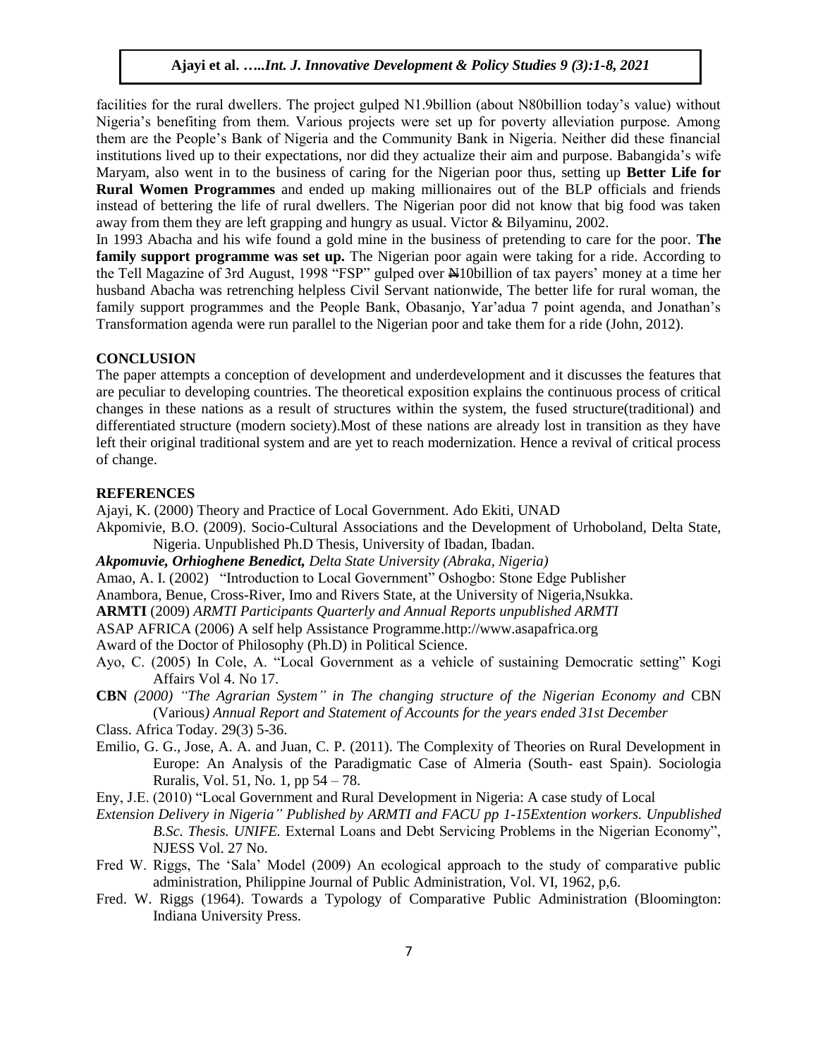facilities for the rural dwellers. The project gulped N1.9billion (about N80billion today's value) without Nigeria's benefiting from them. Various projects were set up for poverty alleviation purpose. Among them are the People's Bank of Nigeria and the Community Bank in Nigeria. Neither did these financial institutions lived up to their expectations, nor did they actualize their aim and purpose. Babangida's wife Maryam, also went in to the business of caring for the Nigerian poor thus, setting up **Better Life for Rural Women Programmes** and ended up making millionaires out of the BLP officials and friends instead of bettering the life of rural dwellers. The Nigerian poor did not know that big food was taken away from them they are left grapping and hungry as usual. Victor & Bilyaminu, 2002.

In 1993 Abacha and his wife found a gold mine in the business of pretending to care for the poor. **The family support programme was set up.** The Nigerian poor again were taking for a ride. According to the Tell Magazine of 3rd August, 1998 "FSP" gulped over ₦10billion of tax payers' money at a time her husband Abacha was retrenching helpless Civil Servant nationwide, The better life for rural woman, the family support programmes and the People Bank, Obasanjo, Yar'adua 7 point agenda, and Jonathan's Transformation agenda were run parallel to the Nigerian poor and take them for a ride (John, 2012).

## CONCLUSION

The paper attempts a conception of development and underdevelopment and it discusses the features that are peculiar to developing countries. The theoretical exposition explains the continuous process of critical changes in these nations as a result of structures within the system, the fused structure(traditional) and differentiated structure (modern society).Most of these nations are already lost in transition as they have left their original traditional system and are yet to reach modernization. Hence a revival of critical process of change.

## REFERENCES

Ajayi, K. (2000) Theory and Practice of Local Government. Ado Ekiti, UNAD

Akpomivie, B.O. (2009). Socio-Cultural Associations and the Development of Urhoboland, Delta State, Nigeria. Unpublished Ph.D Thesis, University of Ibadan, Ibadan.

***Akpomuvie, Orhioghene Benedict,** Delta State University (Abraka, Nigeria)*

Amao, A. I. (2002) "Introduction to Local Government" Oshogbo: Stone Edge Publisher

Anambora, Benue, Cross-River, Imo and Rivers State, at the University of Nigeria,Nsukka.

**ARMTI** (2009) *ARMTI Participants Quarterly and Annual Reports unpublished ARMTI*

ASAP AFRICA (2006) A self help Assistance Programme.http://www.asapafrica.org

Award of the Doctor of Philosophy (Ph.D) in Political Science.

Ayo, C. (2005) In Cole, A. "Local Government as a vehicle of sustaining Democratic setting" Kogi Affairs Vol 4. No 17.

**CBN** *(2000) "The Agrarian System" in The changing structure of the Nigerian Economy and* CBN (Various*) Annual Report and Statement of Accounts for the years ended 31st December*

Class. Africa Today. 29(3) 5-36.

Emilio, G. G., Jose, A. A. and Juan, C. P. (2011). The Complexity of Theories on Rural Development in Europe: An Analysis of the Paradigmatic Case of Almeria (South- east Spain). Sociologia Ruralis, Vol. 51, No. 1, pp 54 – 78.

Eny, J.E. (2010) "Local Government and Rural Development in Nigeria: A case study of Local

*Extension Delivery in Nigeria" Published by ARMTI and FACU pp 1-15Extention workers. Unpublished B.Sc. Thesis. UNIFE.* External Loans and Debt Servicing Problems in the Nigerian Economy", NJESS Vol. 27 No.

Fred W. Riggs, The 'Sala' Model (2009) An ecological approach to the study of comparative public administration, Philippine Journal of Public Administration, Vol. VI, 1962, p,6.

Fred. W. Riggs (1964). Towards a Typology of Comparative Public Administration (Bloomington: Indiana University Press.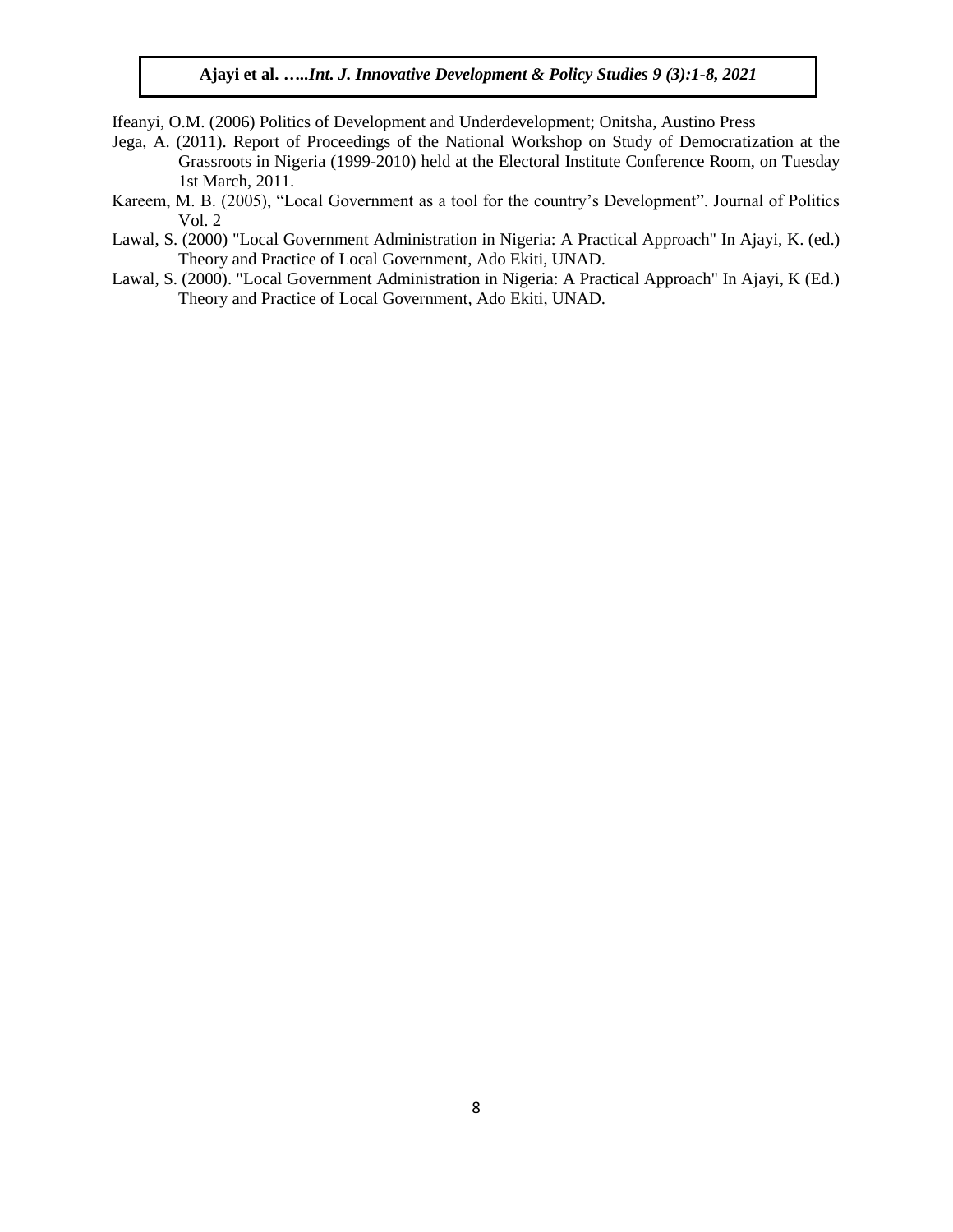Ifeanyi, O.M. (2006) Politics of Development and Underdevelopment; Onitsha, Austino Press

Jega, A. (2011). Report of Proceedings of the National Workshop on Study of Democratization at the Grassroots in Nigeria (1999-2010) held at the Electoral Institute Conference Room, on Tuesday 1st March, 2011.

Kareem, M. B. (2005), "Local Government as a tool for the country's Development". Journal of Politics Vol. 2

Lawal, S. (2000) "Local Government Administration in Nigeria: A Practical Approach" In Ajayi, K. (ed.) Theory and Practice of Local Government, Ado Ekiti, UNAD.

Lawal, S. (2000). "Local Government Administration in Nigeria: A Practical Approach" In Ajayi, K (Ed.) Theory and Practice of Local Government, Ado Ekiti, UNAD.